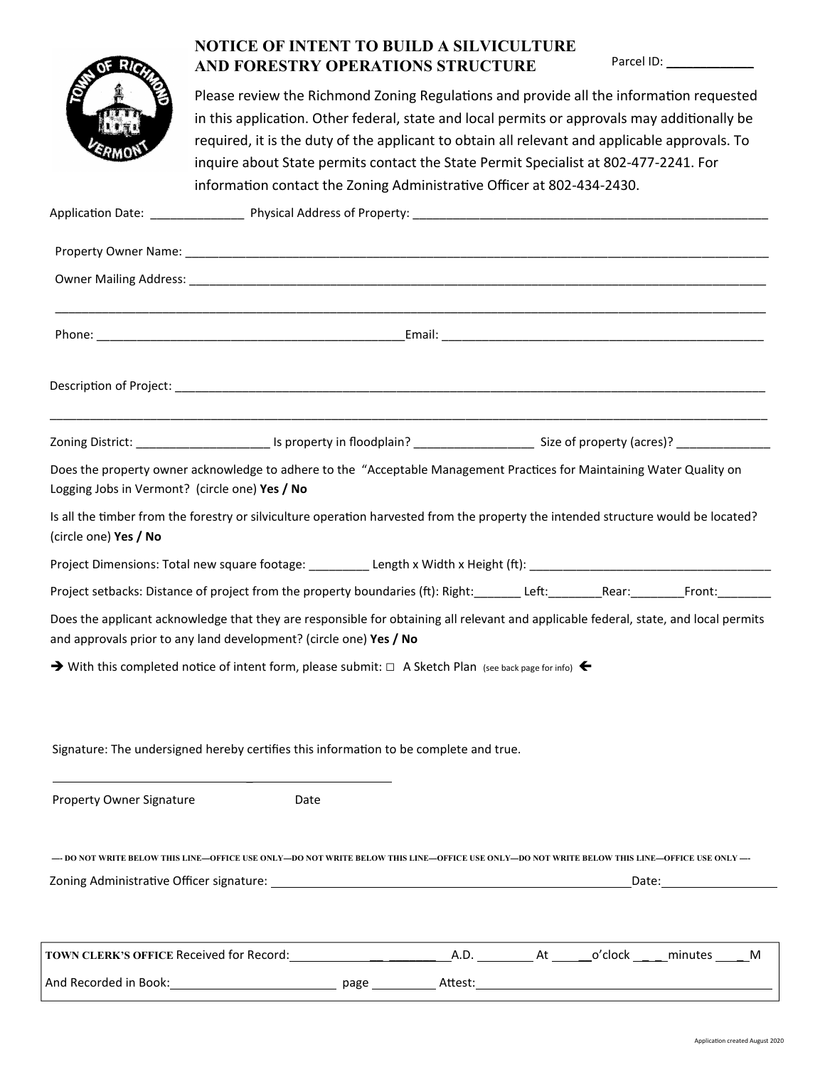# NOTICE OF INTENT TO BUILD A SILVICULTURE AND FORESTRY OPERATIONS STRUCTURE

Parcel ID: ____________

Please review the Richmond Zoning Regulations and provide all the information requested in this application. Other federal, state and local permits or approvals may additionally be required, it is the duty of the applicant to obtain all relevant and applicable approvals. To inquire about State permits contact the State Permit Specialist at 802-477-2241. For information contact the Zoning Administrative Officer at 802-434-2430.

Application Date: ______________ Physical Address of Property: ____________________________________________________

Property Owner Name: ____________________________________________________________________________________

Owner Mailing Address: ___________________________________________________________________________________

____________________________________________________________________________________________________

Phone: ____________________________________________Email: _______________________________________________

Description of Project: ______________________________________________________________________________

____________________________________________________________________________________________________

Zoning District: ____________________ Is property in floodplain? __________________ Size of property (acres)? ______________

Does the property owner acknowledge to adhere to the "Acceptable Management Practices for Maintaining Water Quality on Logging Jobs in Vermont? (circle one) **Yes / No**

Is all the timber from the forestry or silviculture operation harvested from the property the intended structure would be located? (circle one) **Yes / No**

Project Dimensions: Total new square footage: _________ Length x Width x Height (ft): ____________________________________

Project setbacks: Distance of project from the property boundaries (ft): Right:_______ Left:________Rear:________Front:________

Does the applicant acknowledge that they are responsible for obtaining all relevant and applicable federal, state, and local permits and approvals prior to any land development? (circle one) **Yes / No**

➔ With this completed notice of intent form, please submit: □ A Sketch Plan (see back page for info) ←

Signature: The undersigned hereby certifies this information to be complete and true.

______________________________ ______________________

Property Owner Signature Date

—- DO NOT WRITE BELOW THIS LINE—OFFICE USE ONLY—DO NOT WRITE BELOW THIS LINE—OFFICE USE ONLY—DO NOT WRITE BELOW THIS LINE—OFFICE USE ONLY —-

Zoning Administrative Officer signature: ______________________________________________Date: ________________

**TOWN CLERK'S OFFICE** Received for Record: ________________ A.D. ________ At ______o'clock ______ minutes _____M

And Recorded in Book: ________________________ page __________ Attest: ____________________________________________

Application created August 2020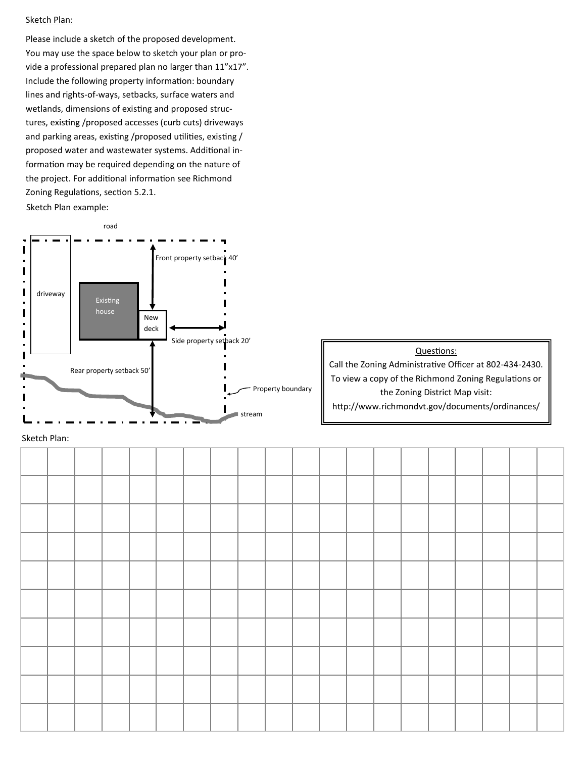Sketch Plan:

Please include a sketch of the proposed development. You may use the space below to sketch your plan or provide a professional prepared plan no larger than 11"x17". Include the following property information: boundary lines and rights-of-ways, setbacks, surface waters and wetlands, dimensions of existing and proposed structures, existing /proposed accesses (curb cuts) driveways and parking areas, existing /proposed utilities, existing / proposed water and wastewater systems. Additional information may be required depending on the nature of the project. For additional information see Richmond Zoning Regulations, section 5.2.1.

Sketch Plan example:

road

driveway

Existing house

New deck

Front property setback 40'

Side property setback 20'

Rear property setback 50'

Property boundary

stream

Questions:

Call the Zoning Administrative Officer at 802-434-2430. To view a copy of the Richmond Zoning Regulations or the Zoning District Map visit:

http://www.richmondvt.gov/documents/ordinances/

Sketch Plan: